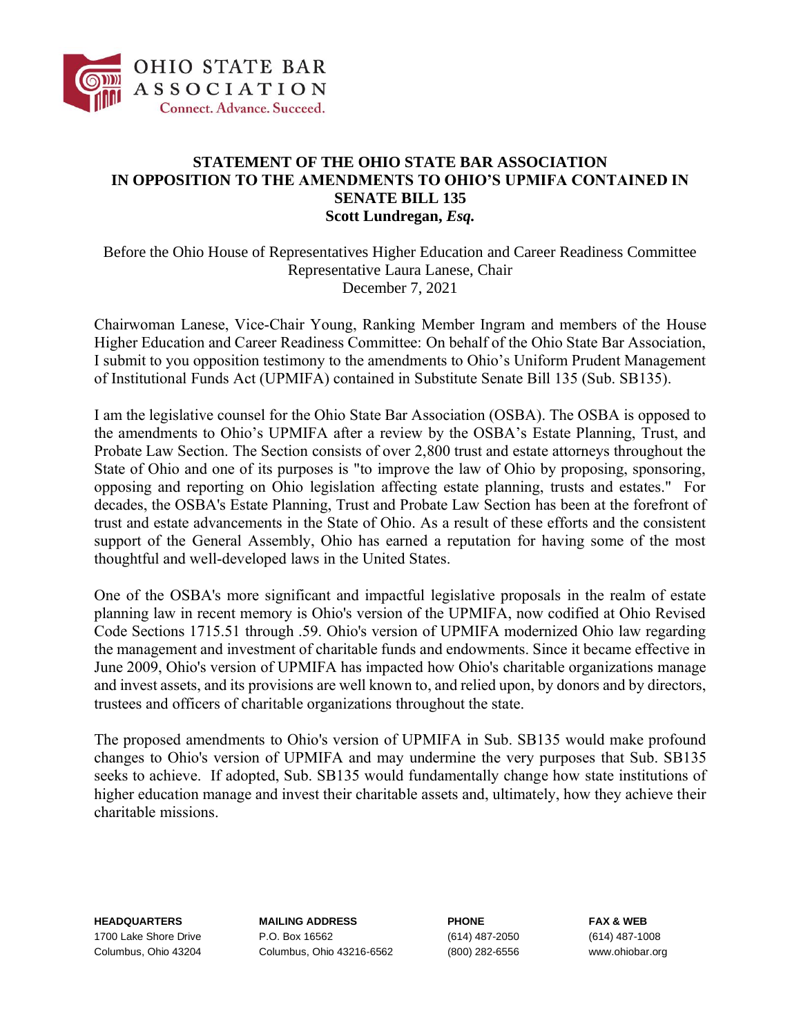OHIO STATE BAR ASSOCIATION

Connect. Advance. Succeed.

# STATEMENT OF THE OHIO STATE BAR ASSOCIATION IN OPPOSITION TO THE AMENDMENTS TO OHIO'S UPMIFA CONTAINED IN SENATE BILL 135

**Scott Lundregan, *Esq.***

Before the Ohio House of Representatives Higher Education and Career Readiness Committee
Representative Laura Lanese, Chair
December 7, 2021

Chairwoman Lanese, Vice-Chair Young, Ranking Member Ingram and members of the House Higher Education and Career Readiness Committee: On behalf of the Ohio State Bar Association, I submit to you opposition testimony to the amendments to Ohio's Uniform Prudent Management of Institutional Funds Act (UPMIFA) contained in Substitute Senate Bill 135 (Sub. SB135).

I am the legislative counsel for the Ohio State Bar Association (OSBA). The OSBA is opposed to the amendments to Ohio's UPMIFA after a review by the OSBA's Estate Planning, Trust, and Probate Law Section. The Section consists of over 2,800 trust and estate attorneys throughout the State of Ohio and one of its purposes is "to improve the law of Ohio by proposing, sponsoring, opposing and reporting on Ohio legislation affecting estate planning, trusts and estates." For decades, the OSBA's Estate Planning, Trust and Probate Law Section has been at the forefront of trust and estate advancements in the State of Ohio. As a result of these efforts and the consistent support of the General Assembly, Ohio has earned a reputation for having some of the most thoughtful and well-developed laws in the United States.

One of the OSBA's more significant and impactful legislative proposals in the realm of estate planning law in recent memory is Ohio's version of the UPMIFA, now codified at Ohio Revised Code Sections 1715.51 through .59. Ohio's version of UPMIFA modernized Ohio law regarding the management and investment of charitable funds and endowments. Since it became effective in June 2009, Ohio's version of UPMIFA has impacted how Ohio's charitable organizations manage and invest assets, and its provisions are well known to, and relied upon, by donors and by directors, trustees and officers of charitable organizations throughout the state.

The proposed amendments to Ohio's version of UPMIFA in Sub. SB135 would make profound changes to Ohio's version of UPMIFA and may undermine the very purposes that Sub. SB135 seeks to achieve. If adopted, Sub. SB135 would fundamentally change how state institutions of higher education manage and invest their charitable assets and, ultimately, how they achieve their charitable missions.

**HEADQUARTERS**
1700 Lake Shore Drive
Columbus, Ohio 43204

**MAILING ADDRESS**
P.O. Box 16562
Columbus, Ohio 43216-6562

**PHONE**
(614) 487-2050
(800) 282-6556

**FAX & WEB**
(614) 487-1008
www.ohiobar.org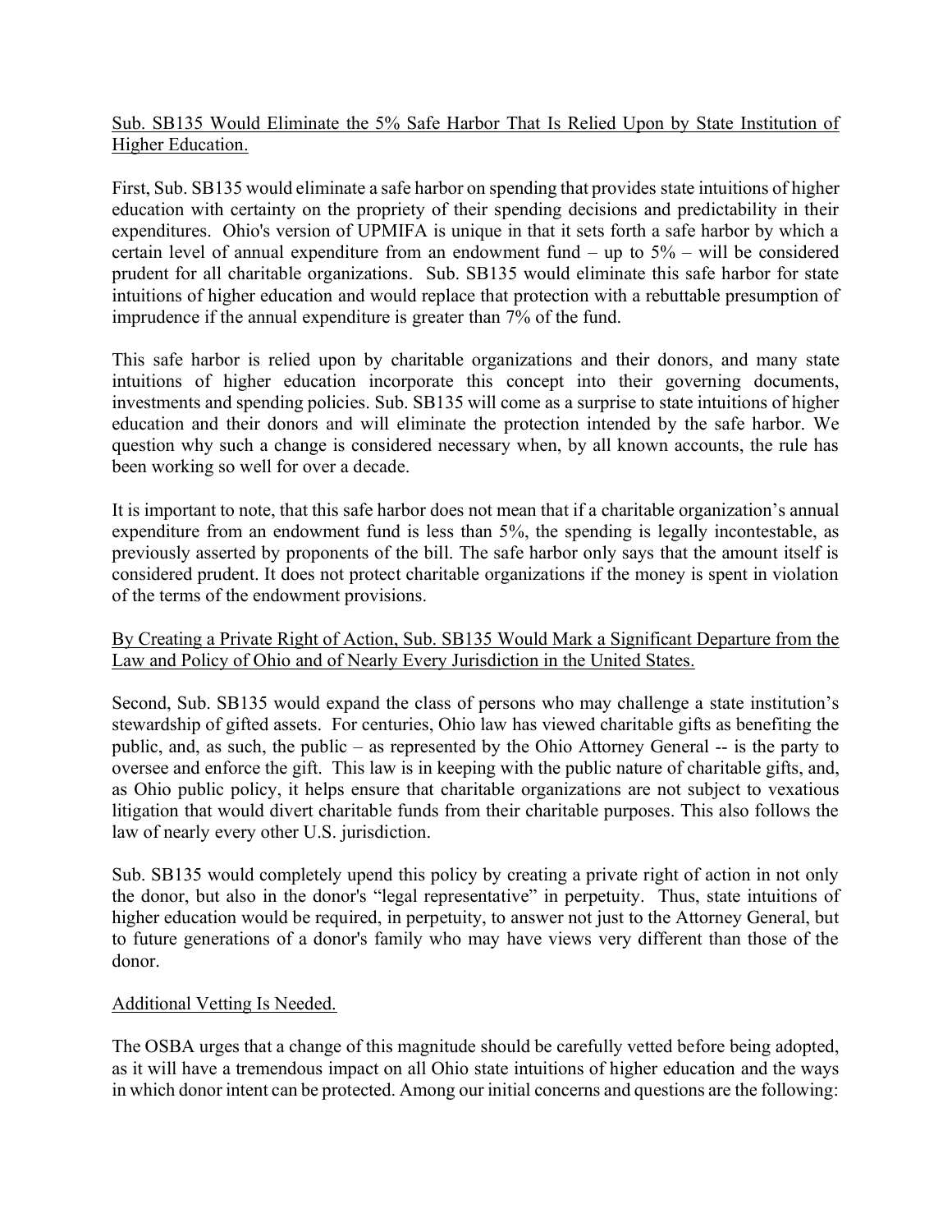<u>Sub. SB135 Would Eliminate the 5% Safe Harbor That Is Relied Upon by State Institution of Higher Education.</u>

First, Sub. SB135 would eliminate a safe harbor on spending that provides state intuitions of higher education with certainty on the propriety of their spending decisions and predictability in their expenditures. Ohio's version of UPMIFA is unique in that it sets forth a safe harbor by which a certain level of annual expenditure from an endowment fund – up to 5% – will be considered prudent for all charitable organizations. Sub. SB135 would eliminate this safe harbor for state intuitions of higher education and would replace that protection with a rebuttable presumption of imprudence if the annual expenditure is greater than 7% of the fund.

This safe harbor is relied upon by charitable organizations and their donors, and many state intuitions of higher education incorporate this concept into their governing documents, investments and spending policies. Sub. SB135 will come as a surprise to state intuitions of higher education and their donors and will eliminate the protection intended by the safe harbor. We question why such a change is considered necessary when, by all known accounts, the rule has been working so well for over a decade.

It is important to note, that this safe harbor does not mean that if a charitable organization's annual expenditure from an endowment fund is less than 5%, the spending is legally incontestable, as previously asserted by proponents of the bill. The safe harbor only says that the amount itself is considered prudent. It does not protect charitable organizations if the money is spent in violation of the terms of the endowment provisions.

<u>By Creating a Private Right of Action, Sub. SB135 Would Mark a Significant Departure from the Law and Policy of Ohio and of Nearly Every Jurisdiction in the United States.</u>

Second, Sub. SB135 would expand the class of persons who may challenge a state institution's stewardship of gifted assets. For centuries, Ohio law has viewed charitable gifts as benefiting the public, and, as such, the public – as represented by the Ohio Attorney General -- is the party to oversee and enforce the gift. This law is in keeping with the public nature of charitable gifts, and, as Ohio public policy, it helps ensure that charitable organizations are not subject to vexatious litigation that would divert charitable funds from their charitable purposes. This also follows the law of nearly every other U.S. jurisdiction.

Sub. SB135 would completely upend this policy by creating a private right of action in not only the donor, but also in the donor's "legal representative" in perpetuity. Thus, state intuitions of higher education would be required, in perpetuity, to answer not just to the Attorney General, but to future generations of a donor's family who may have views very different than those of the donor.

<u>Additional Vetting Is Needed.</u>

The OSBA urges that a change of this magnitude should be carefully vetted before being adopted, as it will have a tremendous impact on all Ohio state intuitions of higher education and the ways in which donor intent can be protected. Among our initial concerns and questions are the following: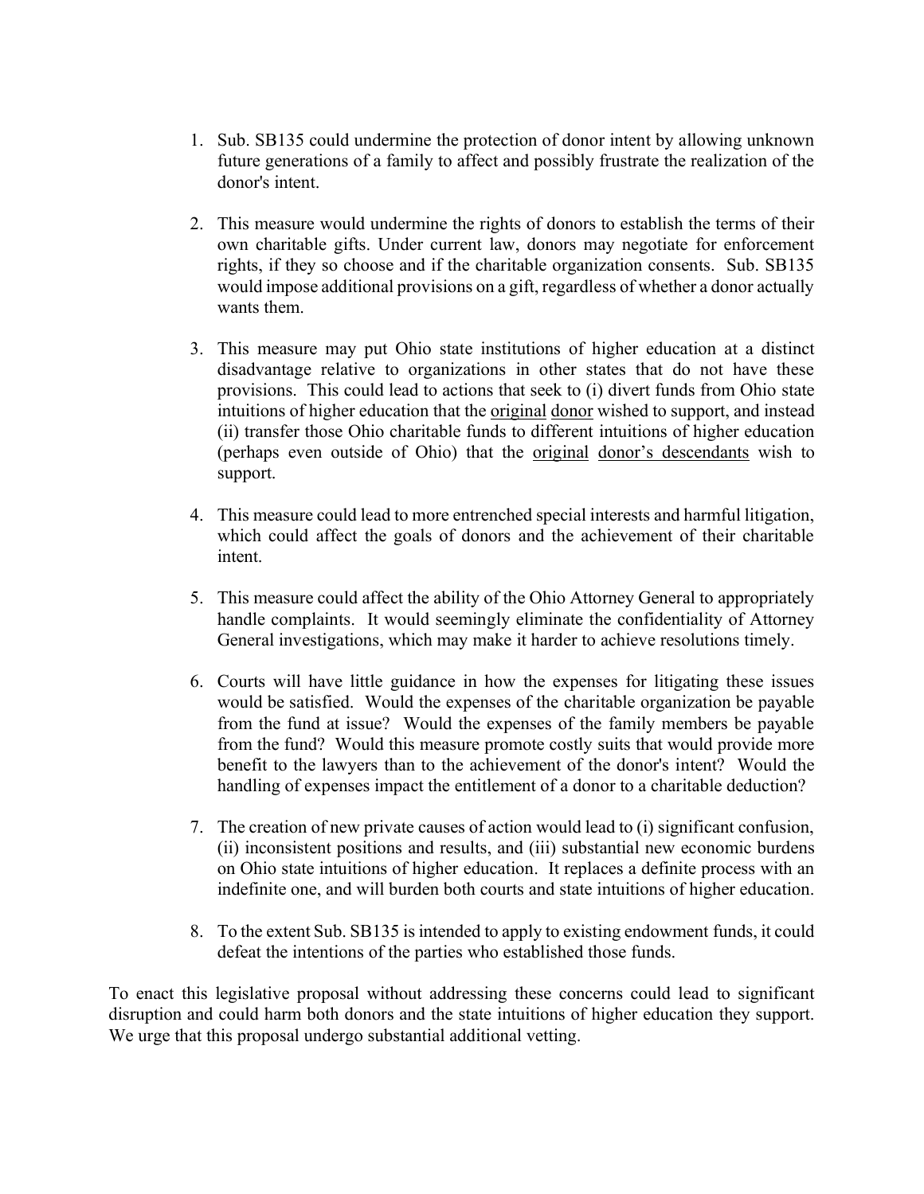1. Sub. SB135 could undermine the protection of donor intent by allowing unknown future generations of a family to affect and possibly frustrate the realization of the donor's intent.

2. This measure would undermine the rights of donors to establish the terms of their own charitable gifts. Under current law, donors may negotiate for enforcement rights, if they so choose and if the charitable organization consents. Sub. SB135 would impose additional provisions on a gift, regardless of whether a donor actually wants them.

3. This measure may put Ohio state institutions of higher education at a distinct disadvantage relative to organizations in other states that do not have these provisions. This could lead to actions that seek to (i) divert funds from Ohio state intuitions of higher education that the <u>original</u> <u>donor</u> wished to support, and instead (ii) transfer those Ohio charitable funds to different intuitions of higher education (perhaps even outside of Ohio) that the <u>original</u> <u>donor's descendants</u> wish to support.

4. This measure could lead to more entrenched special interests and harmful litigation, which could affect the goals of donors and the achievement of their charitable intent.

5. This measure could affect the ability of the Ohio Attorney General to appropriately handle complaints. It would seemingly eliminate the confidentiality of Attorney General investigations, which may make it harder to achieve resolutions timely.

6. Courts will have little guidance in how the expenses for litigating these issues would be satisfied. Would the expenses of the charitable organization be payable from the fund at issue? Would the expenses of the family members be payable from the fund? Would this measure promote costly suits that would provide more benefit to the lawyers than to the achievement of the donor's intent? Would the handling of expenses impact the entitlement of a donor to a charitable deduction?

7. The creation of new private causes of action would lead to (i) significant confusion, (ii) inconsistent positions and results, and (iii) substantial new economic burdens on Ohio state intuitions of higher education. It replaces a definite process with an indefinite one, and will burden both courts and state intuitions of higher education.

8. To the extent Sub. SB135 is intended to apply to existing endowment funds, it could defeat the intentions of the parties who established those funds.

To enact this legislative proposal without addressing these concerns could lead to significant disruption and could harm both donors and the state intuitions of higher education they support. We urge that this proposal undergo substantial additional vetting.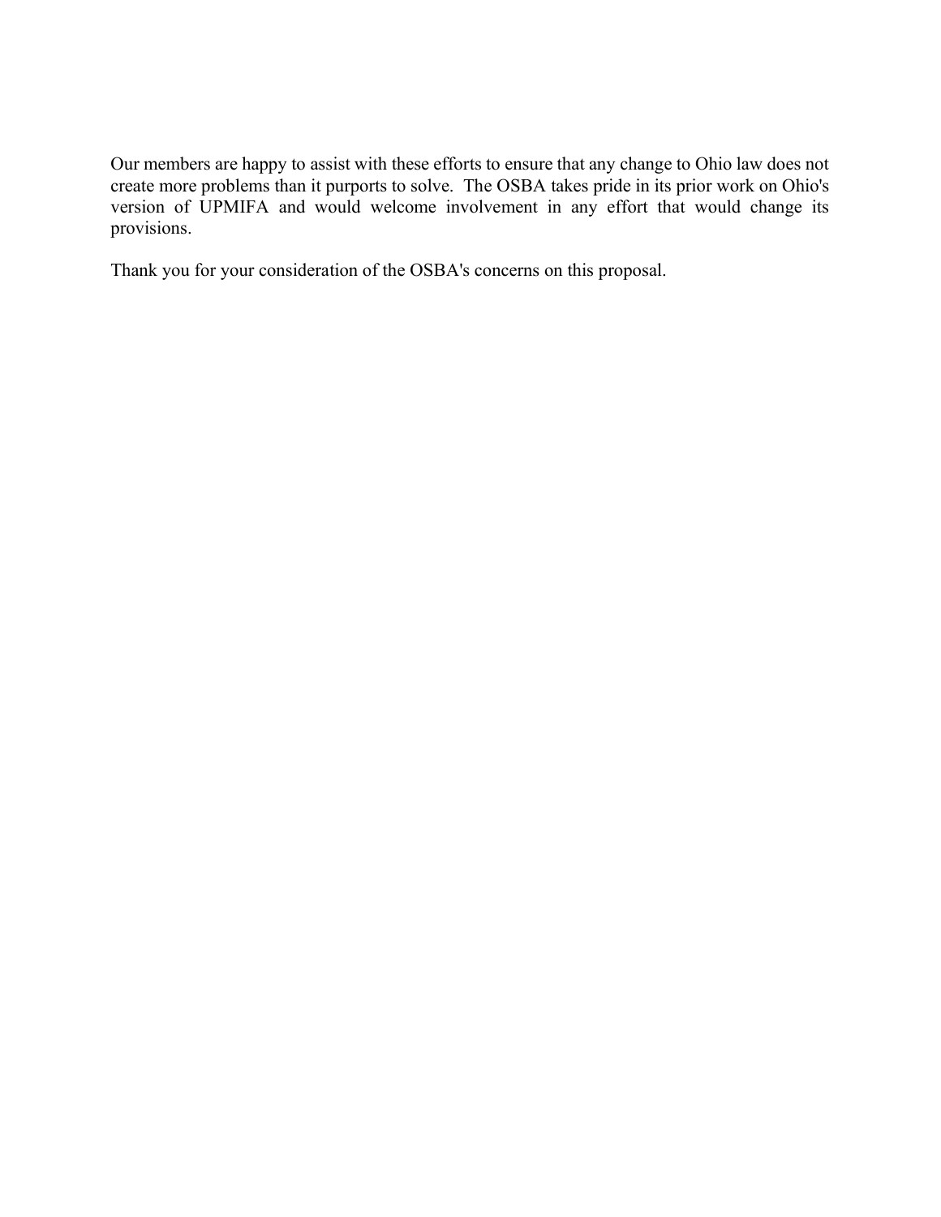Our members are happy to assist with these efforts to ensure that any change to Ohio law does not create more problems than it purports to solve. The OSBA takes pride in its prior work on Ohio's version of UPMIFA and would welcome involvement in any effort that would change its provisions.

Thank you for your consideration of the OSBA's concerns on this proposal.